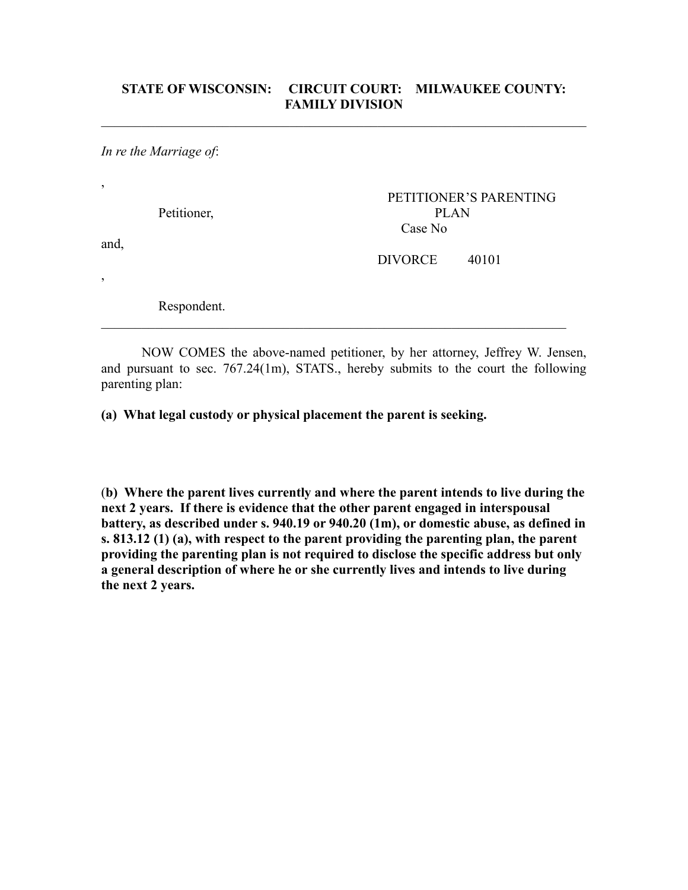**STATE OF WISCONSIN: CIRCUIT COURT: MILWAUKEE COUNTY: FAMILY DIVISION**

---

*In re the Marriage of*:

,

Petitioner,

and,

,

Respondent.

PETITIONER'S PARENTING PLAN

Case No

DIVORCE 40101

---

NOW COMES the above-named petitioner, by her attorney, Jeffrey W. Jensen, and pursuant to sec. 767.24(1m), STATS., hereby submits to the court the following parenting plan:

**(a) What legal custody or physical placement the parent is seeking.**

**(b) Where the parent lives currently and where the parent intends to live during the next 2 years. If there is evidence that the other parent engaged in interspousal battery, as described under s. 940.19 or 940.20 (1m), or domestic abuse, as defined in s. 813.12 (1) (a), with respect to the parent providing the parenting plan, the parent providing the parenting plan is not required to disclose the specific address but only a general description of where he or she currently lives and intends to live during the next 2 years.**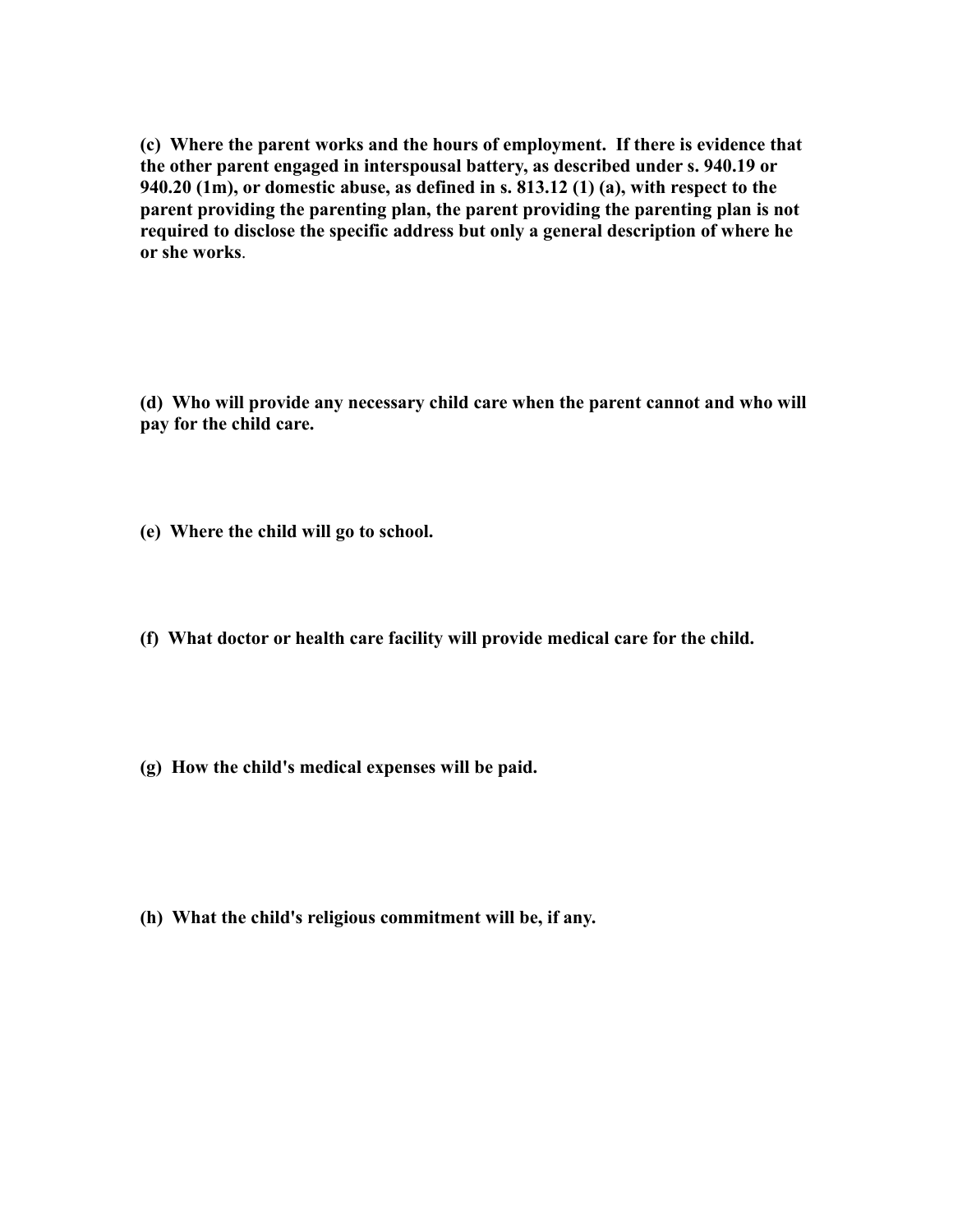**(c) Where the parent works and the hours of employment. If there is evidence that the other parent engaged in interspousal battery, as described under s. 940.19 or 940.20 (1m), or domestic abuse, as defined in s. 813.12 (1) (a), with respect to the parent providing the parenting plan, the parent providing the parenting plan is not required to disclose the specific address but only a general description of where he or she works**.

**(d) Who will provide any necessary child care when the parent cannot and who will pay for the child care.**

**(e) Where the child will go to school.**

**(f) What doctor or health care facility will provide medical care for the child.**

**(g) How the child's medical expenses will be paid.**

**(h) What the child's religious commitment will be, if any.**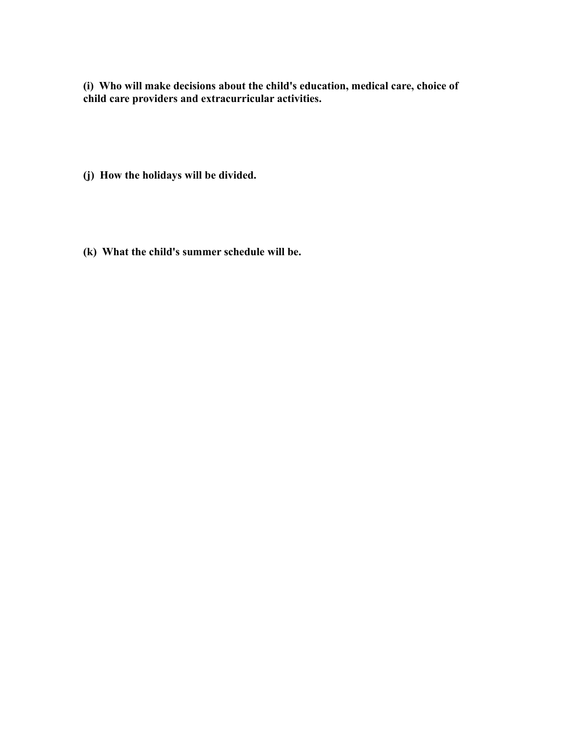**(i) Who will make decisions about the child's education, medical care, choice of child care providers and extracurricular activities.**

**(j) How the holidays will be divided.**

**(k) What the child's summer schedule will be.**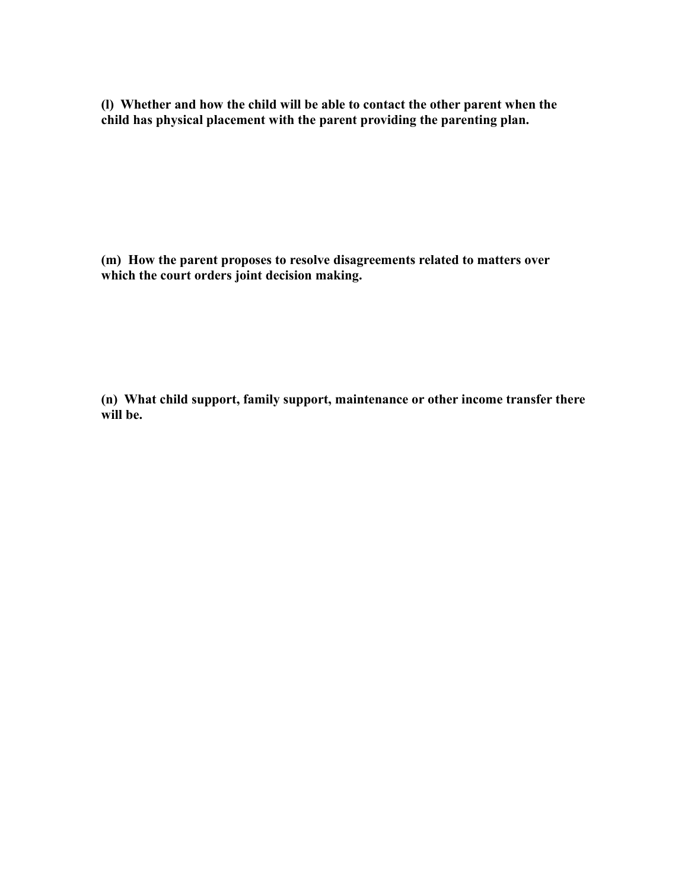**(l) Whether and how the child will be able to contact the other parent when the child has physical placement with the parent providing the parenting plan.**

**(m) How the parent proposes to resolve disagreements related to matters over which the court orders joint decision making.**

**(n) What child support, family support, maintenance or other income transfer there will be.**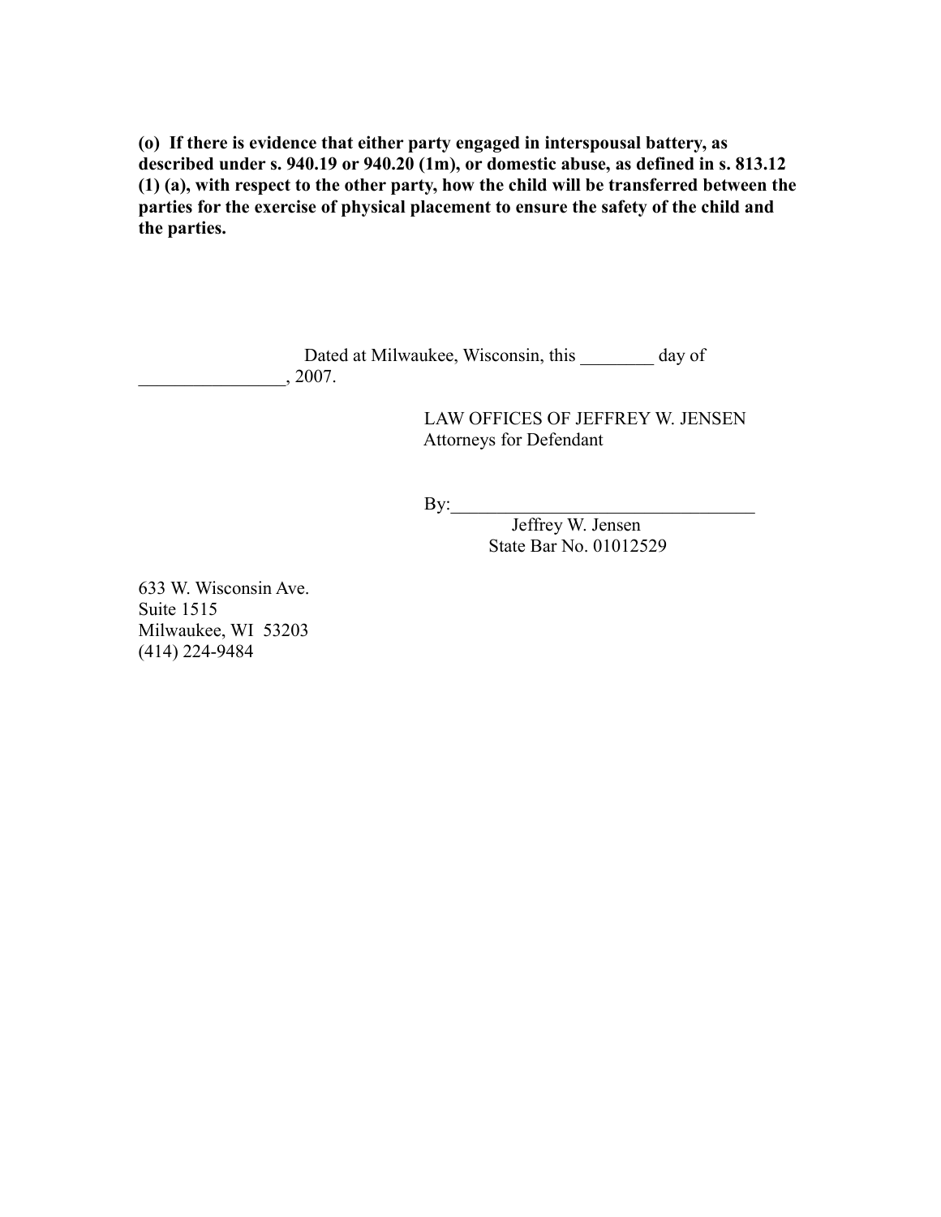**(o) If there is evidence that either party engaged in interspousal battery, as described under s. 940.19 or 940.20 (1m), or domestic abuse, as defined in s. 813.12 (1) (a), with respect to the other party, how the child will be transferred between the parties for the exercise of physical placement to ensure the safety of the child and the parties.**

Dated at Milwaukee, Wisconsin, this ________ day of ________________, 2007.

LAW OFFICES OF JEFFREY W. JENSEN
Attorneys for Defendant

By:_________________________________
Jeffrey W. Jensen
State Bar No. 01012529

633 W. Wisconsin Ave.
Suite 1515
Milwaukee, WI 53203
(414) 224-9484